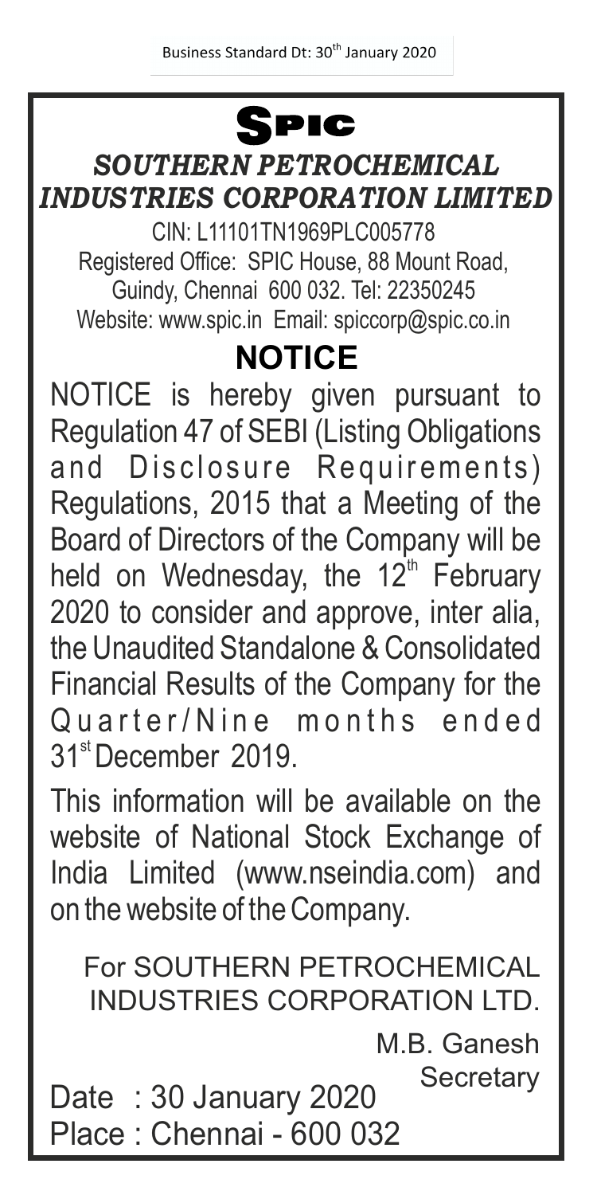Business Standard Dt: 30th January 2020

# SPIC

## *SOUTHERN PETROCHEMICAL INDUSTRIES CORPORATION LIMITED*

CIN: L11101TN1969PLC005778
Registered Office: SPIC House, 88 Mount Road, Guindy, Chennai 600 032. Tel: 22350245
Website: www.spic.in Email: spiccorp@spic.co.in

## NOTICE

NOTICE is hereby given pursuant to Regulation 47 of SEBI (Listing Obligations and Disclosure Requirements) Regulations, 2015 that a Meeting of the Board of Directors of the Company will be held on Wednesday, the 12th February 2020 to consider and approve, inter alia, the Unaudited Standalone & Consolidated Financial Results of the Company for the Quarter/Nine months ended 31st December 2019.

This information will be available on the website of National Stock Exchange of India Limited (www.nseindia.com) and on the website of the Company.

For SOUTHERN PETROCHEMICAL INDUSTRIES CORPORATION LTD.

M.B. Ganesh
Secretary

Date : 30 January 2020
Place : Chennai - 600 032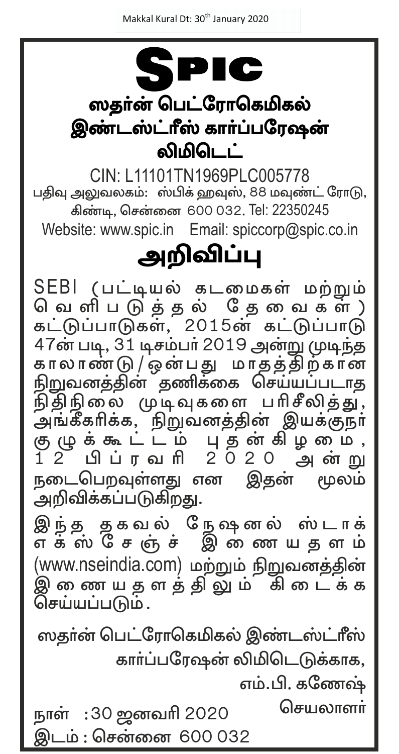Makkal Kural Dt: 30th January 2020

# SPIC

## ஸதர்ன் பெட்ரோகெமிகல் இண்டஸ்ட்ரீஸ் கார்ப்பரேஷன் லிமிடெட்

CIN: L11101TN1969PLC005778

பதிவு அலுவலகம்: ஸ்பிக் ஹவுஸ், 88 மவுண்ட் ரோடு, கிண்டி, சென்னை 600 032. Tel: 22350245

Website: www.spic.in Email: spiccorp@spic.co.in

## அறிவிப்பு

SEBI (பட்டியல் கடமைகள் மற்றும் வெளிபடுத்தல் தேவைகள்) கட்டுப்பாடுகள், 2015ன் கட்டுப்பாடு 47ன் படி, 31 டிசம்பர் 2019 அன்று முடிந்த காலாண்டு/ஒன்பது மாதத்திற்கான நிறுவனத்தின் தணிக்கை செய்யப்படாத நிதிநிலை முடிவுகளை பரிசீலித்து, அங்கீகரிக்க, நிறுவனத்தின் இயக்குநர் குழுக்கூட்டம் புதன்கிழமை, 12 பிப்ரவரி 2020 அன்று நடைபெறவுள்ளது என இதன் மூலம் அறிவிக்கப்படுகிறது.

இந்த தகவல் நேஷனல் ஸ்டாக் எக்ஸ்சேஞ்ச் இணையதளம் (www.nseindia.com) மற்றும் நிறுவனத்தின் இணையதளத்திலும் கிடைக்க செய்யப்படும்.

ஸதர்ன் பெட்ரோகெமிகல் இண்டஸ்ட்ரீஸ் கார்ப்பரேஷன் லிமிடெடுக்காக,

எம்.பி. கணேஷ்

செயலாளர்

நாள் : 30 ஜனவரி 2020

இடம் : சென்னை 600 032